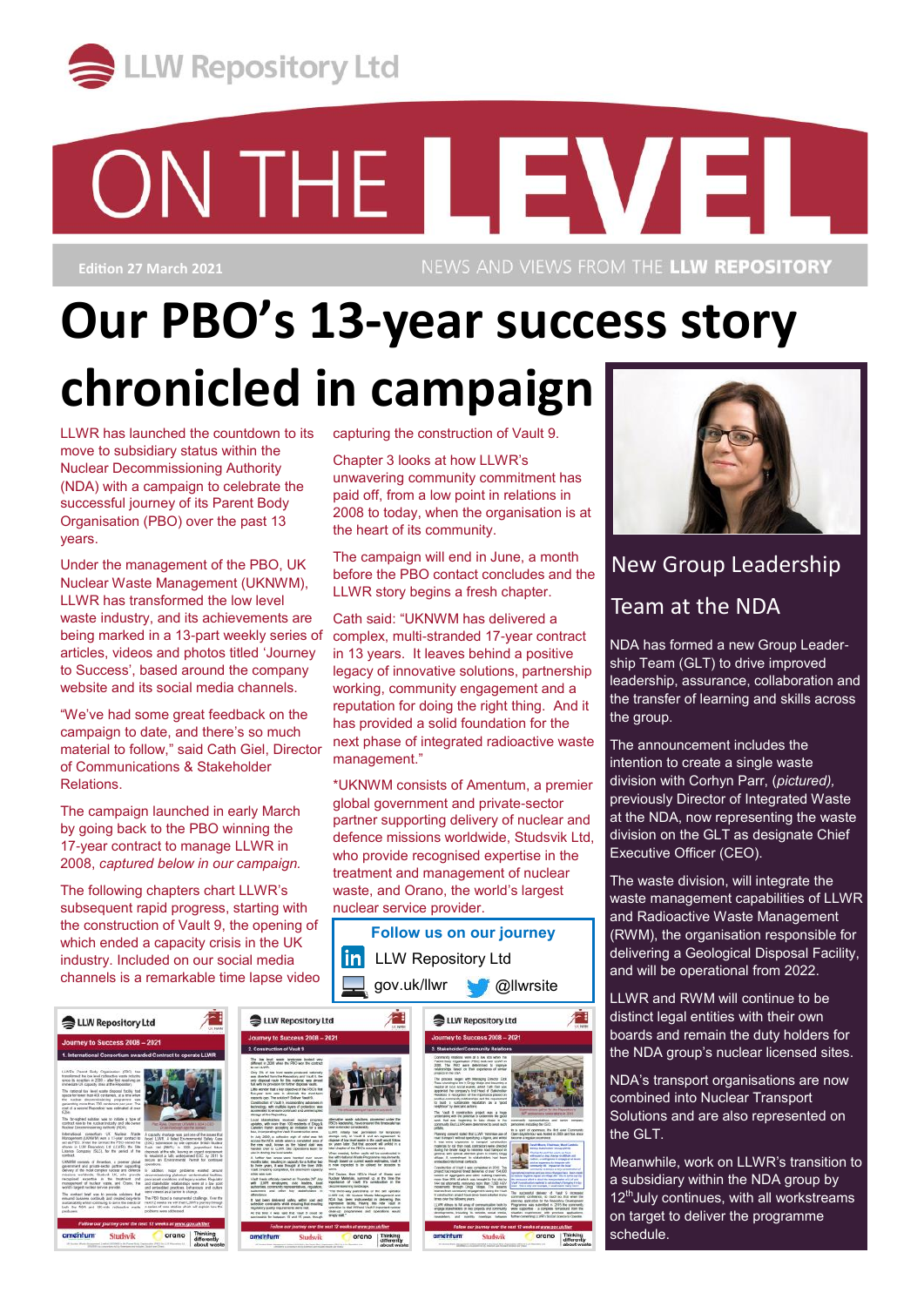# ON THE LEVEL

**Edition 27 March 2021**

NEWS AND VIEWS FROM THE **LLW REPOSITORY**

# Our PBO's 13-year success story chronicled in campaign

LLWR has launched the countdown to its move to subsidiary status within the Nuclear Decommissioning Authority (NDA) with a campaign to celebrate the successful journey of its Parent Body Organisation (PBO) over the past 13 years.

Under the management of the PBO, UK Nuclear Waste Management (UKNWM), LLWR has transformed the low level waste industry, and its achievements are being marked in a 13-part weekly series of articles, videos and photos titled 'Journey to Success', based around the company website and its social media channels.

"We've had some great feedback on the campaign to date, and there's so much material to follow," said Cath Giel, Director of Communications & Stakeholder Relations.

The campaign launched in early March by going back to the PBO winning the 17-year contract to manage LLWR in 2008, *captured below in our campaign.*

The following chapters chart LLWR's subsequent rapid progress, starting with the construction of Vault 9, the opening of which ended a capacity crisis in the UK industry. Included on our social media channels is a remarkable time lapse video capturing the construction of Vault 9.

Chapter 3 looks at how LLWR's unwavering community commitment has paid off, from a low point in relations in 2008 to today, when the organisation is at the heart of its community.

The campaign will end in June, a month before the PBO contact concludes and the LLWR story begins a fresh chapter.

Cath said: "UKNWM has delivered a complex, multi-stranded 17-year contract in 13 years. It leaves behind a positive legacy of innovative solutions, partnership working, community engagement and a reputation for doing the right thing. And it has provided a solid foundation for the next phase of integrated radioactive waste management."

*UKNWM consists of Amentum, a premier global government and private-sector partner supporting delivery of nuclear and defence missions worldwide, Studsvik Ltd, who provide recognised expertise in the treatment and management of nuclear waste, and Orano, the world's largest nuclear service provider.

**Follow us on our journey**

LLW Repository Ltd

gov.uk/llwr

@llwrsite

## New Group Leadership Team at the NDA

NDA has formed a new Group Leadership Team (GLT) to drive improved leadership, assurance, collaboration and the transfer of learning and skills across the group.

The announcement includes the intention to create a single waste division with Corhyn Parr, (*pictured*), previously Director of Integrated Waste at the NDA, now representing the waste division on the GLT as designate Chief Executive Officer (CEO).

The waste division, will integrate the waste management capabilities of LLWR and Radioactive Waste Management (RWM), the organisation responsible for delivering a Geological Disposal Facility, and will be operational from 2022.

LLWR and RWM will continue to be distinct legal entities with their own boards and remain the duty holders for the NDA group's nuclear licensed sites.

NDA's transport organisations are now combined into Nuclear Transport Solutions and are also represented on the GLT.

Meanwhile, work on LLWR's transition to a subsidiary within the NDA group by 12th July continues, with all workstreams on target to deliver the programme schedule.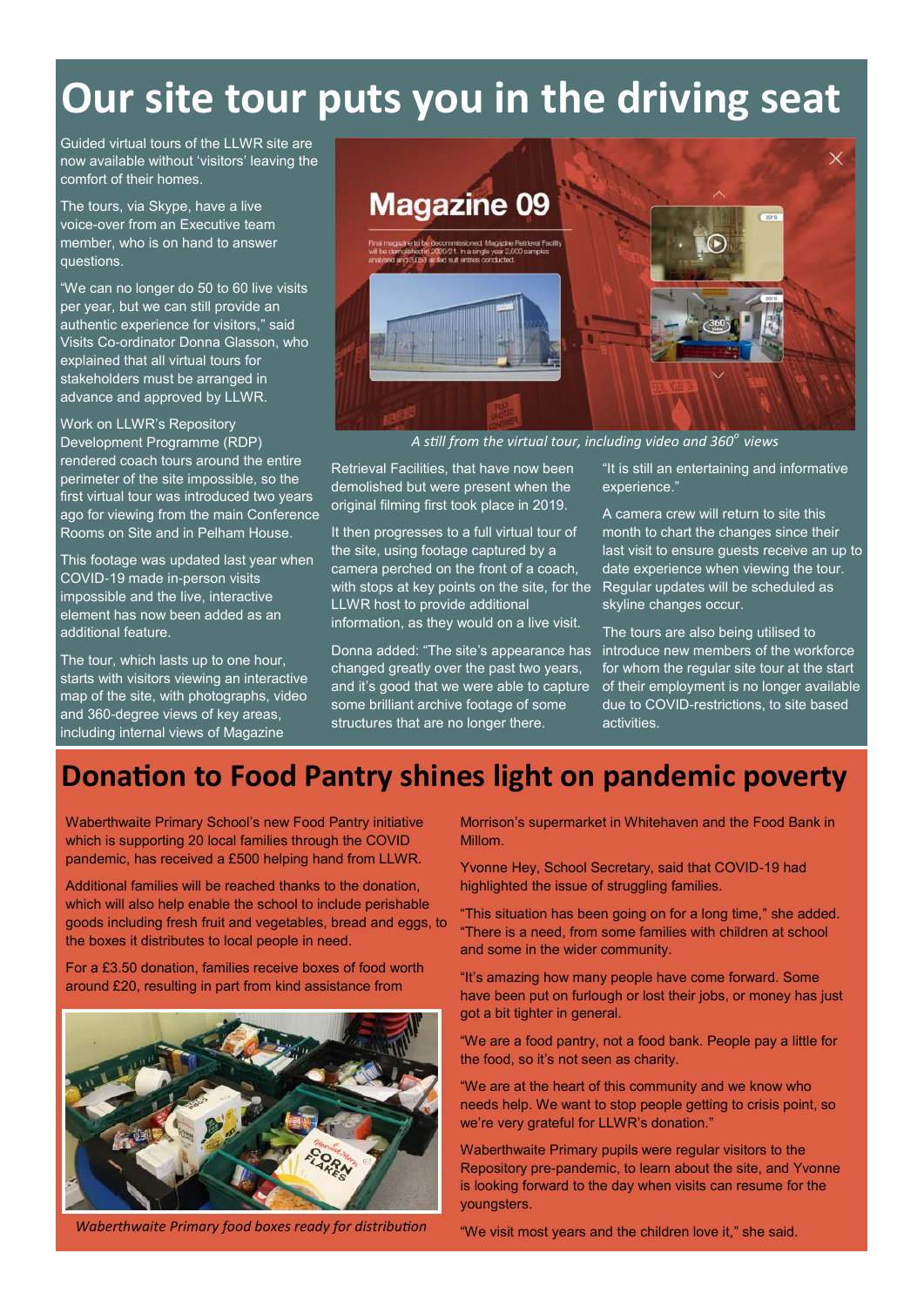# Our site tour puts you in the driving seat

Guided virtual tours of the LLWR site are now available without 'visitors' leaving the comfort of their homes.

The tours, via Skype, have a live voice-over from an Executive team member, who is on hand to answer questions.

"We can no longer do 50 to 60 live visits per year, but we can still provide an authentic experience for visitors," said Visits Co-ordinator Donna Glasson, who explained that all virtual tours for stakeholders must be arranged in advance and approved by LLWR.

Work on LLWR's Repository Development Programme (RDP) rendered coach tours around the entire perimeter of the site impossible, so the first virtual tour was introduced two years ago for viewing from the main Conference Rooms on Site and in Pelham House.

This footage was updated last year when COVID-19 made in-person visits impossible and the live, interactive element has now been added as an additional feature.

The tour, which lasts up to one hour, starts with visitors viewing an interactive map of the site, with photographs, video and 360-degree views of key areas, including internal views of Magazine Retrieval Facilities, that have now been demolished but were present when the original filming first took place in 2019.

*A still from the virtual tour, including video and 360° views*

It then progresses to a full virtual tour of the site, using footage captured by a camera perched on the front of a coach, with stops at key points on the site, for the LLWR host to provide additional information, as they would on a live visit.

Donna added: "The site's appearance has changed greatly over the past two years, and it's good that we were able to capture some brilliant archive footage of some structures that are no longer there.

"It is still an entertaining and informative experience."

A camera crew will return to site this month to chart the changes since their last visit to ensure guests receive an up to date experience when viewing the tour. Regular updates will be scheduled as skyline changes occur.

The tours are also being utilised to introduce new members of the workforce for whom the regular site tour at the start of their employment is no longer available due to COVID-restrictions, to site based activities.

# Donation to Food Pantry shines light on pandemic poverty

Waberthwaite Primary School's new Food Pantry initiative which is supporting 20 local families through the COVID pandemic, has received a £500 helping hand from LLWR.

Additional families will be reached thanks to the donation, which will also help enable the school to include perishable goods including fresh fruit and vegetables, bread and eggs, to the boxes it distributes to local people in need.

For a £3.50 donation, families receive boxes of food worth around £20, resulting in part from kind assistance from Morrison's supermarket in Whitehaven and the Food Bank in Millom.

*Waberthwaite Primary food boxes ready for distribution*

Yvonne Hey, School Secretary, said that COVID-19 had highlighted the issue of struggling families.

"This situation has been going on for a long time," she added. "There is a need, from some families with children at school and some in the wider community.

"It's amazing how many people have come forward. Some have been put on furlough or lost their jobs, or money has just got a bit tighter in general.

"We are a food pantry, not a food bank. People pay a little for the food, so it's not seen as charity.

"We are at the heart of this community and we know who needs help. We want to stop people getting to crisis point, so we're very grateful for LLWR's donation."

Waberthwaite Primary pupils were regular visitors to the Repository pre-pandemic, to learn about the site, and Yvonne is looking forward to the day when visits can resume for the youngsters.

"We visit most years and the children love it," she said.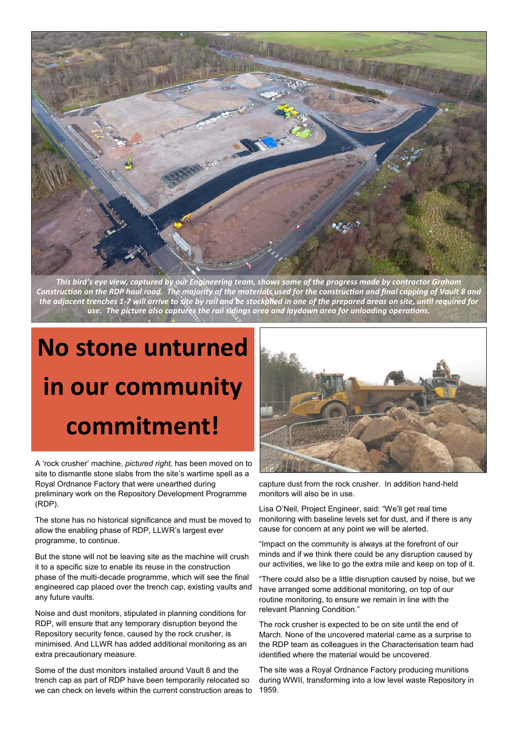*This bird's eye view, captured by our Engineering team, shows some of the progress made by contractor Graham Construction on the RDP haul road. The majority of the materials used for the construction and final capping of Vault 8 and the adjacent trenches 1-7 will arrive to site by rail and be stockpiled in one of the prepared areas on site, until required for use. The picture also captures the rail sidings area and laydown area for unloading operations.*

# No stone unturned in our community commitment!

A 'rock crusher' machine, *pictured right,* has been moved on to site to dismantle stone slabs from the site's wartime spell as a Royal Ordnance Factory that were unearthed during preliminary work on the Repository Development Programme (RDP).

The stone has no historical significance and must be moved to allow the enabling phase of RDP, LLWR's largest ever programme, to continue.

But the stone will not be leaving site as the machine will crush it to a specific size to enable its reuse in the construction phase of the multi-decade programme, which will see the final engineered cap placed over the trench cap, existing vaults and any future vaults.

Noise and dust monitors, stipulated in planning conditions for RDP, will ensure that any temporary disruption beyond the Repository security fence, caused by the rock crusher, is minimised. And LLWR has added additional monitoring as an extra precautionary measure.

Some of the dust monitors installed around Vault 8 and the trench cap as part of RDP have been temporarily relocated so we can check on levels within the current construction areas to capture dust from the rock crusher. In addition hand-held monitors will also be in use.

Lisa O'Neil, Project Engineer, said: "We'll get real time monitoring with baseline levels set for dust, and if there is any cause for concern at any point we will be alerted.

"Impact on the community is always at the forefront of our minds and if we think there could be any disruption caused by our activities, we like to go the extra mile and keep on top of it.

"There could also be a little disruption caused by noise, but we have arranged some additional monitoring, on top of our routine monitoring, to ensure we remain in line with the relevant Planning Condition."

The rock crusher is expected to be on site until the end of March. None of the uncovered material came as a surprise to the RDP team as colleagues in the Characterisation team had identified where the material would be uncovered.

The site was a Royal Ordnance Factory producing munitions during WWII, transforming into a low level waste Repository in 1959.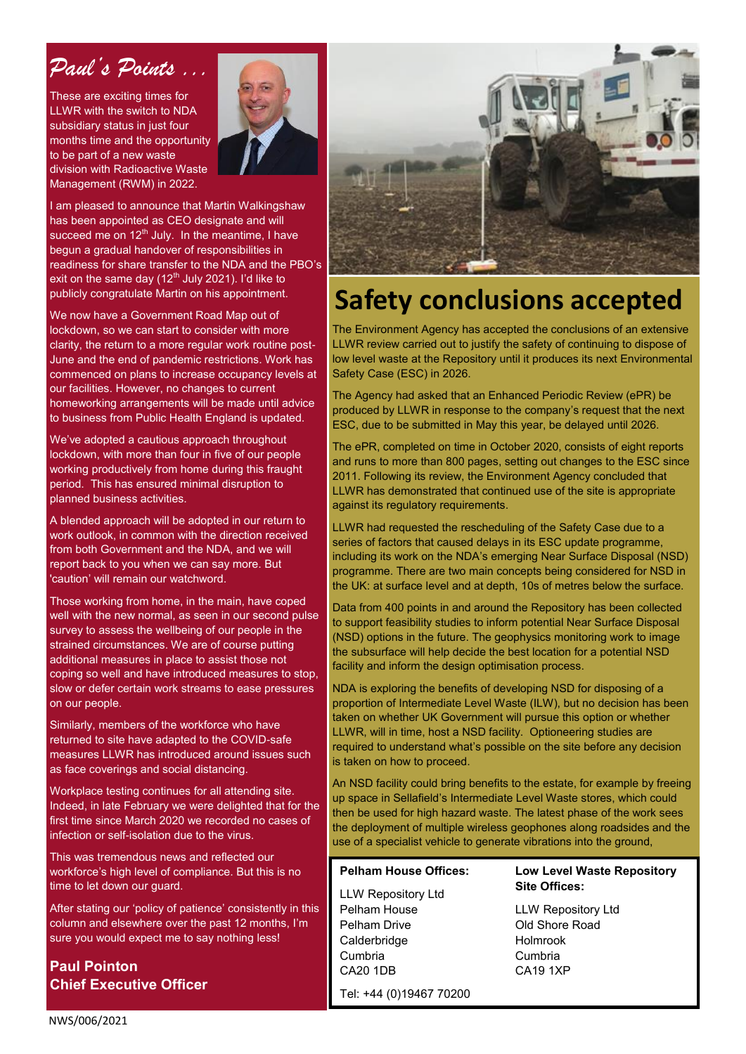## *Paul's Points ...*

These are exciting times for LLWR with the switch to NDA subsidiary status in just four months time and the opportunity to be part of a new waste division with Radioactive Waste Management (RWM) in 2022.

I am pleased to announce that Martin Walkingshaw has been appointed as CEO designate and will succeed me on 12th July. In the meantime, I have begun a gradual handover of responsibilities in readiness for share transfer to the NDA and the PBO's exit on the same day (12th July 2021). I'd like to publicly congratulate Martin on his appointment.

We now have a Government Road Map out of lockdown, so we can start to consider with more clarity, the return to a more regular work routine post-June and the end of pandemic restrictions. Work has commenced on plans to increase occupancy levels at our facilities. However, no changes to current homeworking arrangements will be made until advice to business from Public Health England is updated.

We've adopted a cautious approach throughout lockdown, with more than four in five of our people working productively from home during this fraught period. This has ensured minimal disruption to planned business activities.

A blended approach will be adopted in our return to work outlook, in common with the direction received from both Government and the NDA, and we will report back to you when we can say more. But 'caution' will remain our watchword.

Those working from home, in the main, have coped well with the new normal, as seen in our second pulse survey to assess the wellbeing of our people in the strained circumstances. We are of course putting additional measures in place to assist those not coping so well and have introduced measures to stop, slow or defer certain work streams to ease pressures on our people.

Similarly, members of the workforce who have returned to site have adapted to the COVID-safe measures LLWR has introduced around issues such as face coverings and social distancing.

Workplace testing continues for all attending site. Indeed, in late February we were delighted that for the first time since March 2020 we recorded no cases of infection or self-isolation due to the virus.

This was tremendous news and reflected our workforce's high level of compliance. But this is no time to let down our guard.

After stating our 'policy of patience' consistently in this column and elsewhere over the past 12 months, I'm sure you would expect me to say nothing less!

**Paul Pointon**
**Chief Executive Officer**

# Safety conclusions accepted

The Environment Agency has accepted the conclusions of an extensive LLWR review carried out to justify the safety of continuing to dispose of low level waste at the Repository until it produces its next Environmental Safety Case (ESC) in 2026.

The Agency had asked that an Enhanced Periodic Review (ePR) be produced by LLWR in response to the company's request that the next ESC, due to be submitted in May this year, be delayed until 2026.

The ePR, completed on time in October 2020, consists of eight reports and runs to more than 800 pages, setting out changes to the ESC since 2011. Following its review, the Environment Agency concluded that LLWR has demonstrated that continued use of the site is appropriate against its regulatory requirements.

LLWR had requested the rescheduling of the Safety Case due to a series of factors that caused delays in its ESC update programme, including its work on the NDA's emerging Near Surface Disposal (NSD) programme. There are two main concepts being considered for NSD in the UK: at surface level and at depth, 10s of metres below the surface.

Data from 400 points in and around the Repository has been collected to support feasibility studies to inform potential Near Surface Disposal (NSD) options in the future. The geophysics monitoring work to image the subsurface will help decide the best location for a potential NSD facility and inform the design optimisation process.

NDA is exploring the benefits of developing NSD for disposing of a proportion of Intermediate Level Waste (ILW), but no decision has been taken on whether UK Government will pursue this option or whether LLWR, will in time, host a NSD facility. Optioneering studies are required to understand what's possible on the site before any decision is taken on how to proceed.

An NSD facility could bring benefits to the estate, for example by freeing up space in Sellafield's Intermediate Level Waste stores, which could then be used for high hazard waste. The latest phase of the work sees the deployment of multiple wireless geophones along roadsides and the use of a specialist vehicle to generate vibrations into the ground,

**Pelham House Offices:**

LLW Repository Ltd
Pelham House
Pelham Drive
Calderbridge
Cumbria
CA20 1DB

Tel: +44 (0)19467 70200

**Low Level Waste Repository Site Offices:**

LLW Repository Ltd
Old Shore Road
Holmrook
Cumbria
CA19 1XP

NWS/006/2021